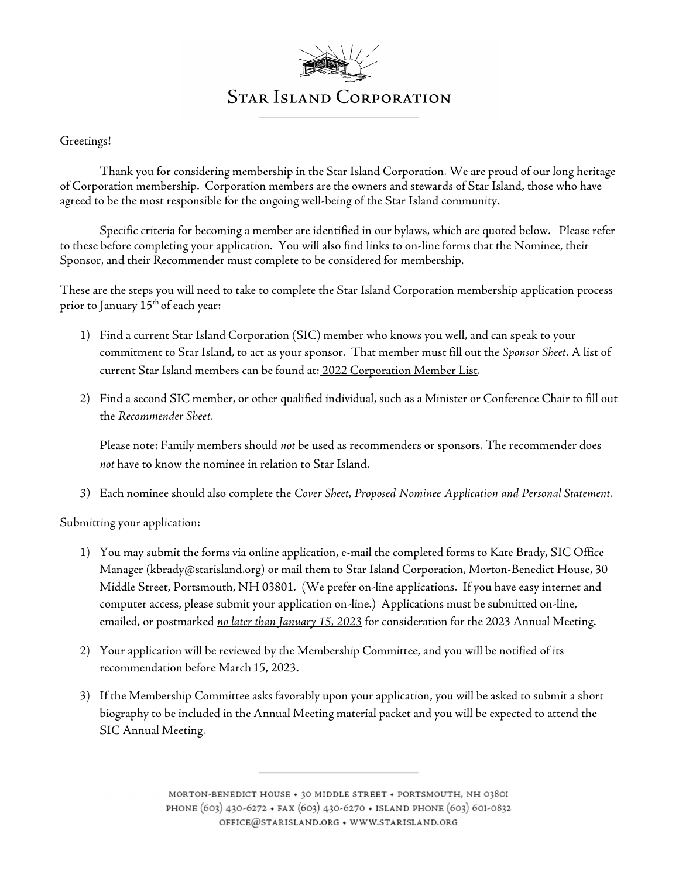# Star Island Corporation

Greetings!

Thank you for considering membership in the Star Island Corporation. We are proud of our long heritage of Corporation membership. Corporation members are the owners and stewards of Star Island, those who have agreed to be the most responsible for the ongoing well-being of the Star Island community.

Specific criteria for becoming a member are identified in our bylaws, which are quoted below. Please refer to these before completing your application. You will also find links to on-line forms that the Nominee, their Sponsor, and their Recommender must complete to be considered for membership.

These are the steps you will need to take to complete the Star Island Corporation membership application process prior to January 15th of each year:

1) Find a current Star Island Corporation (SIC) member who knows you well, and can speak to your commitment to Star Island, to act as your sponsor. That member must fill out the *Sponsor Sheet*. A list of current Star Island members can be found at: 2022 Corporation Member List.

2) Find a second SIC member, or other qualified individual, such as a Minister or Conference Chair to fill out the *Recommender Sheet*.

   Please note: Family members should *not* be used as recommenders or sponsors. The recommender does *not* have to know the nominee in relation to Star Island.

3) Each nominee should also complete the *Cover Sheet, Proposed Nominee Application and Personal Statement*.

Submitting your application:

1) You may submit the forms via online application, e-mail the completed forms to Kate Brady, SIC Office Manager (kbrady@starisland.org) or mail them to Star Island Corporation, Morton-Benedict House, 30 Middle Street, Portsmouth, NH 03801. (We prefer on-line applications. If you have easy internet and computer access, please submit your application on-line.) Applications must be submitted on-line, emailed, or postmarked ***no later than January 15, 2023*** for consideration for the 2023 Annual Meeting.

2) Your application will be reviewed by the Membership Committee, and you will be notified of its recommendation before March 15, 2023.

3) If the Membership Committee asks favorably upon your application, you will be asked to submit a short biography to be included in the Annual Meeting material packet and you will be expected to attend the SIC Annual Meeting.

MORTON-BENEDICT HOUSE • 30 MIDDLE STREET • PORTSMOUTH, NH 03801
PHONE (603) 430-6272 • FAX (603) 430-6270 • ISLAND PHONE (603) 601-0832
OFFICE@STARISLAND.ORG • WWW.STARISLAND.ORG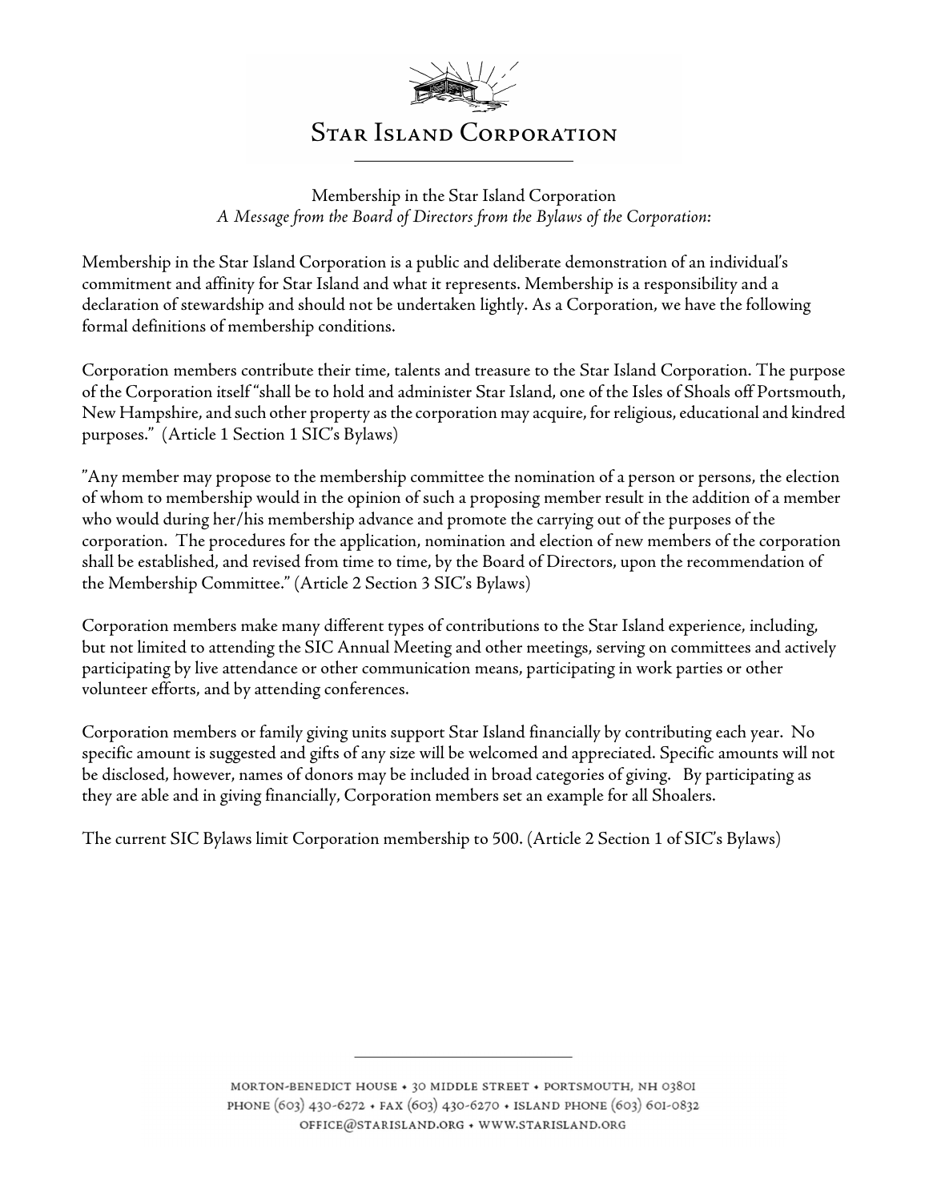# Star Island Corporation

Membership in the Star Island Corporation
*A Message from the Board of Directors from the Bylaws of the Corporation:*

Membership in the Star Island Corporation is a public and deliberate demonstration of an individual's commitment and affinity for Star Island and what it represents. Membership is a responsibility and a declaration of stewardship and should not be undertaken lightly. As a Corporation, we have the following formal definitions of membership conditions.

Corporation members contribute their time, talents and treasure to the Star Island Corporation. The purpose of the Corporation itself "shall be to hold and administer Star Island, one of the Isles of Shoals off Portsmouth, New Hampshire, and such other property as the corporation may acquire, for religious, educational and kindred purposes." (Article 1 Section 1 SIC's Bylaws)

"Any member may propose to the membership committee the nomination of a person or persons, the election of whom to membership would in the opinion of such a proposing member result in the addition of a member who would during her/his membership advance and promote the carrying out of the purposes of the corporation. The procedures for the application, nomination and election of new members of the corporation shall be established, and revised from time to time, by the Board of Directors, upon the recommendation of the Membership Committee." (Article 2 Section 3 SIC's Bylaws)

Corporation members make many different types of contributions to the Star Island experience, including, but not limited to attending the SIC Annual Meeting and other meetings, serving on committees and actively participating by live attendance or other communication means, participating in work parties or other volunteer efforts, and by attending conferences.

Corporation members or family giving units support Star Island financially by contributing each year. No specific amount is suggested and gifts of any size will be welcomed and appreciated. Specific amounts will not be disclosed, however, names of donors may be included in broad categories of giving. By participating as they are able and in giving financially, Corporation members set an example for all Shoalers.

The current SIC Bylaws limit Corporation membership to 500. (Article 2 Section 1 of SIC's Bylaws)

MORTON-BENEDICT HOUSE • 30 MIDDLE STREET • PORTSMOUTH, NH 03801
PHONE (603) 430-6272 • FAX (603) 430-6270 • ISLAND PHONE (603) 601-0832
OFFICE@STARISLAND.ORG • WWW.STARISLAND.ORG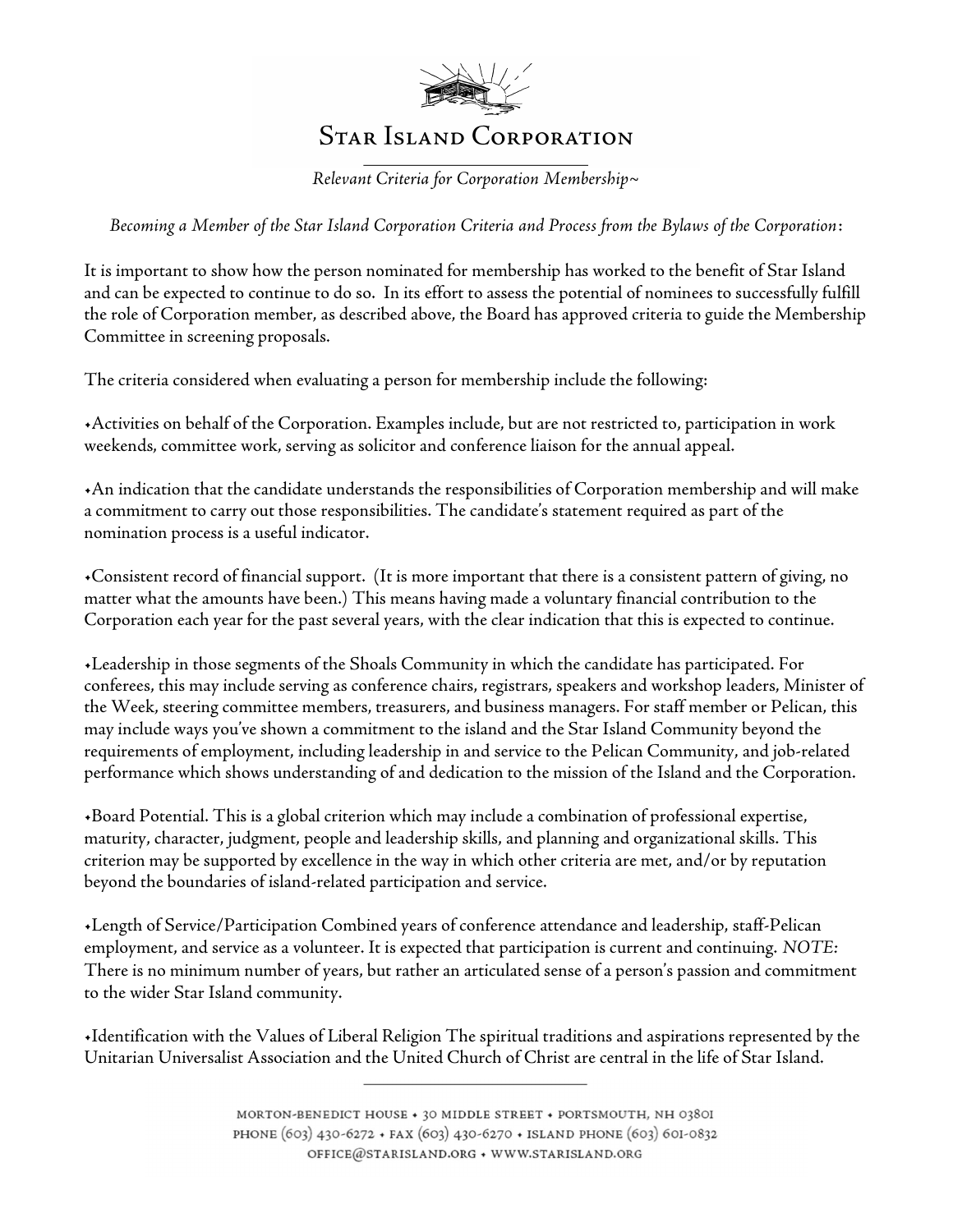# Star Island Corporation

*Relevant Criteria for Corporation Membership~*

*Becoming a Member of the Star Island Corporation Criteria and Process from the Bylaws of the Corporation*:

It is important to show how the person nominated for membership has worked to the benefit of Star Island and can be expected to continue to do so. In its effort to assess the potential of nominees to successfully fulfill the role of Corporation member, as described above, the Board has approved criteria to guide the Membership Committee in screening proposals.

The criteria considered when evaluating a person for membership include the following:

- Activities on behalf of the Corporation. Examples include, but are not restricted to, participation in work weekends, committee work, serving as solicitor and conference liaison for the annual appeal.

- An indication that the candidate understands the responsibilities of Corporation membership and will make a commitment to carry out those responsibilities. The candidate's statement required as part of the nomination process is a useful indicator.

- Consistent record of financial support. (It is more important that there is a consistent pattern of giving, no matter what the amounts have been.) This means having made a voluntary financial contribution to the Corporation each year for the past several years, with the clear indication that this is expected to continue.

- Leadership in those segments of the Shoals Community in which the candidate has participated. For conferees, this may include serving as conference chairs, registrars, speakers and workshop leaders, Minister of the Week, steering committee members, treasurers, and business managers. For staff member or Pelican, this may include ways you've shown a commitment to the island and the Star Island Community beyond the requirements of employment, including leadership in and service to the Pelican Community, and job-related performance which shows understanding of and dedication to the mission of the Island and the Corporation.

- Board Potential. This is a global criterion which may include a combination of professional expertise, maturity, character, judgment, people and leadership skills, and planning and organizational skills. This criterion may be supported by excellence in the way in which other criteria are met, and/or by reputation beyond the boundaries of island-related participation and service.

- Length of Service/Participation Combined years of conference attendance and leadership, staff-Pelican employment, and service as a volunteer. It is expected that participation is current and continuing. *NOTE:* There is no minimum number of years, but rather an articulated sense of a person's passion and commitment to the wider Star Island community.

- Identification with the Values of Liberal Religion The spiritual traditions and aspirations represented by the Unitarian Universalist Association and the United Church of Christ are central in the life of Star Island.

MORTON-BENEDICT HOUSE • 30 MIDDLE STREET • PORTSMOUTH, NH 03801
PHONE (603) 430-6272 • FAX (603) 430-6270 • ISLAND PHONE (603) 601-0832
OFFICE@STARISLAND.ORG • WWW.STARISLAND.ORG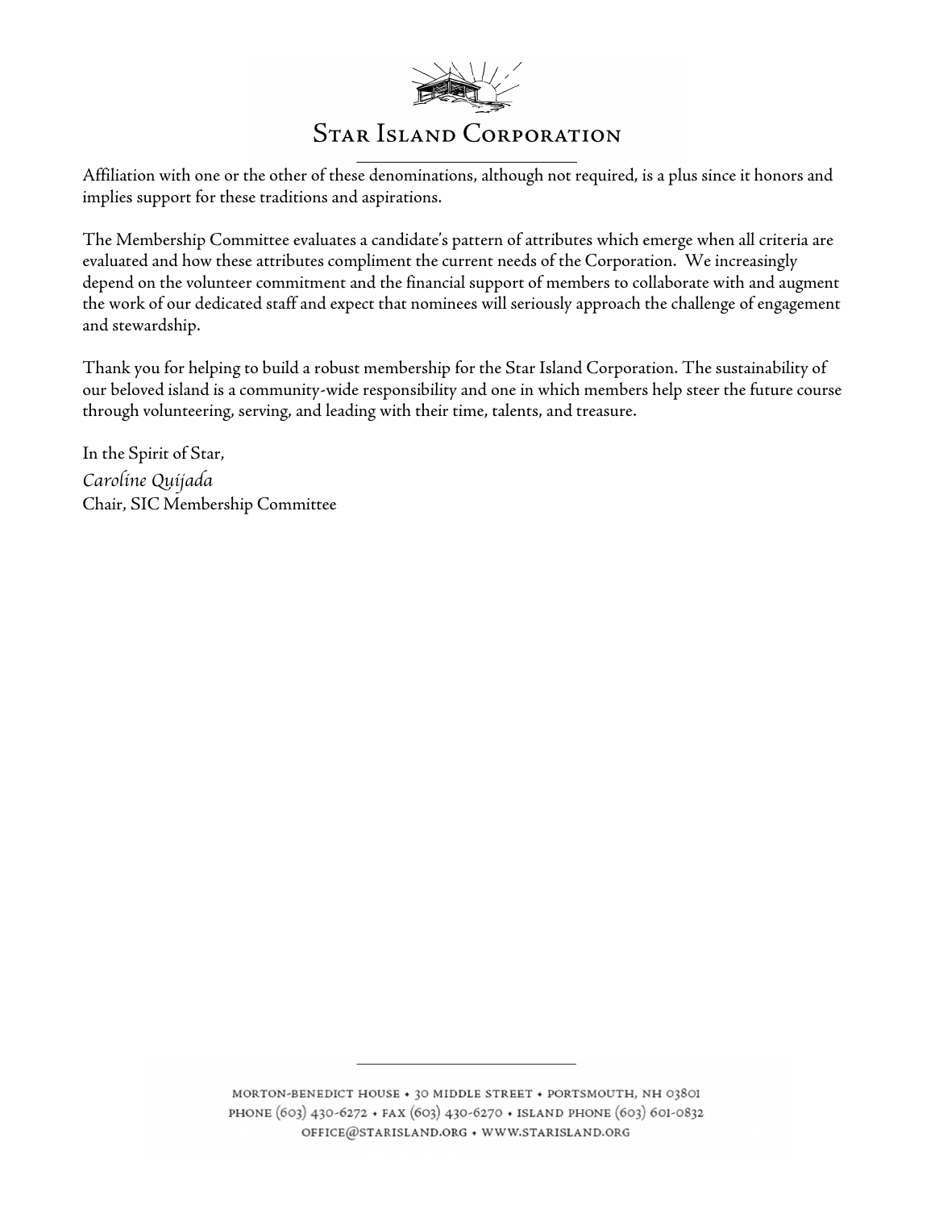Affiliation with one or the other of these denominations, although not required, is a plus since it honors and implies support for these traditions and aspirations.

The Membership Committee evaluates a candidate's pattern of attributes which emerge when all criteria are evaluated and how these attributes compliment the current needs of the Corporation.  We increasingly depend on the volunteer commitment and the financial support of members to collaborate with and augment the work of our dedicated staff and expect that nominees will seriously approach the challenge of engagement and stewardship.

Thank you for helping to build a robust membership for the Star Island Corporation. The sustainability of our beloved island is a community-wide responsibility and one in which members help steer the future course through volunteering, serving, and leading with their time, talents, and treasure.

In the Spirit of Star,
*Caroline Quijada*
Chair, SIC Membership Committee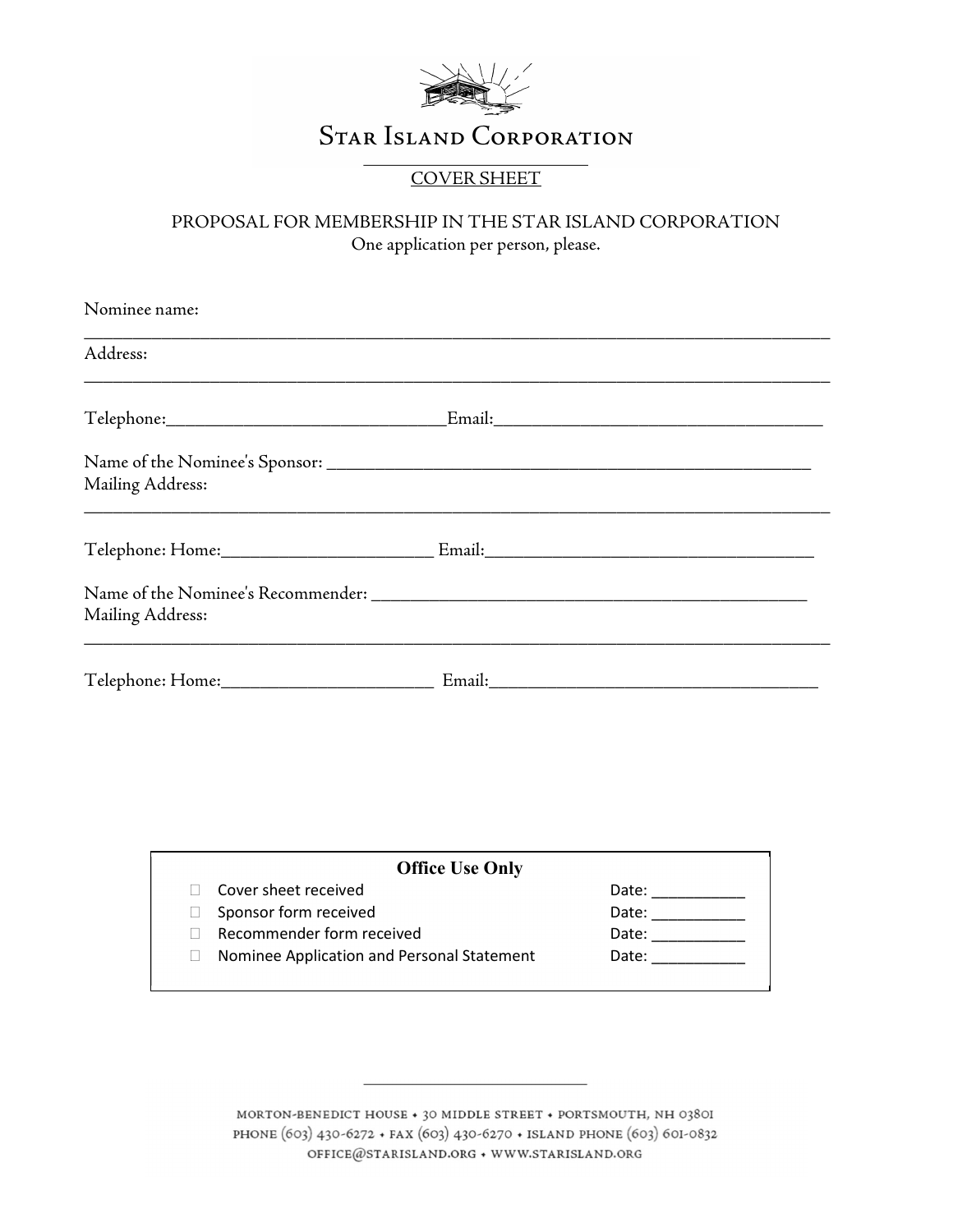# Star Island Corporation

## COVER SHEET

PROPOSAL FOR MEMBERSHIP IN THE STAR ISLAND CORPORATION

One application per person, please.

Nominee name:

___

Address:

___

Telephone:_______________________________Email:___________________________________

Name of the Nominee's Sponsor: ______________________________________________________

Mailing Address:

___

Telephone: Home:_______________________ Email:___________________________________

Name of the Nominee's Recommender: ________________________________________________

Mailing Address:

___

Telephone: Home:_______________________ Email:___________________________________

**Office Use Only**

- ☐ Cover sheet received — Date: ___________
- ☐ Sponsor form received — Date: ___________
- ☐ Recommender form received — Date: ___________
- ☐ Nominee Application and Personal Statement — Date: ___________

MORTON-BENEDICT HOUSE • 30 MIDDLE STREET • PORTSMOUTH, NH 03801
PHONE (603) 430-6272 • FAX (603) 430-6270 • ISLAND PHONE (603) 601-0832
OFFICE@STARISLAND.ORG • WWW.STARISLAND.ORG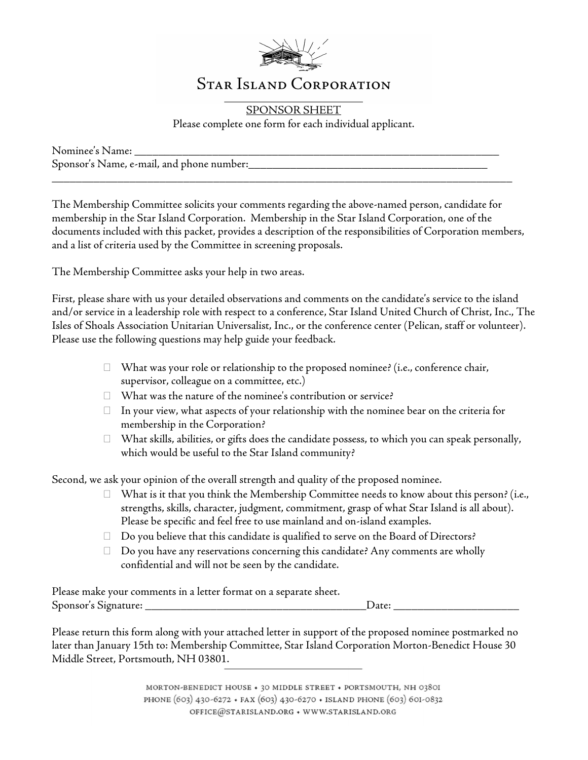# Star Island Corporation

## SPONSOR SHEET

Please complete one form for each individual applicant.

Nominee's Name: ___________________________________________________________________

Sponsor's Name, e-mail, and phone number:__________________________________________

_____________________________________________________________________________________

The Membership Committee solicits your comments regarding the above-named person, candidate for membership in the Star Island Corporation. Membership in the Star Island Corporation, one of the documents included with this packet, provides a description of the responsibilities of Corporation members, and a list of criteria used by the Committee in screening proposals.

The Membership Committee asks your help in two areas.

First, please share with us your detailed observations and comments on the candidate's service to the island and/or service in a leadership role with respect to a conference, Star Island United Church of Christ, Inc., The Isles of Shoals Association Unitarian Universalist, Inc., or the conference center (Pelican, staff or volunteer). Please use the following questions may help guide your feedback.

- What was your role or relationship to the proposed nominee? (i.e., conference chair, supervisor, colleague on a committee, etc.)
- What was the nature of the nominee's contribution or service?
- In your view, what aspects of your relationship with the nominee bear on the criteria for membership in the Corporation?
- What skills, abilities, or gifts does the candidate possess, to which you can speak personally, which would be useful to the Star Island community?

Second, we ask your opinion of the overall strength and quality of the proposed nominee.

- What is it that you think the Membership Committee needs to know about this person? (i.e., strengths, skills, character, judgment, commitment, grasp of what Star Island is all about). Please be specific and feel free to use mainland and on-island examples.
- Do you believe that this candidate is qualified to serve on the Board of Directors?
- Do you have any reservations concerning this candidate? Any comments are wholly confidential and will not be seen by the candidate.

Please make your comments in a letter format on a separate sheet.

Sponsor's Signature: ________________________________________Date: ______________________

Please return this form along with your attached letter in support of the proposed nominee postmarked no later than January 15th to: Membership Committee, Star Island Corporation Morton-Benedict House 30 Middle Street, Portsmouth, NH 03801.

MORTON-BENEDICT HOUSE • 30 MIDDLE STREET • PORTSMOUTH, NH 03801
PHONE (603) 430-6272 • FAX (603) 430-6270 • ISLAND PHONE (603) 601-0832
OFFICE@STARISLAND.ORG • WWW.STARISLAND.ORG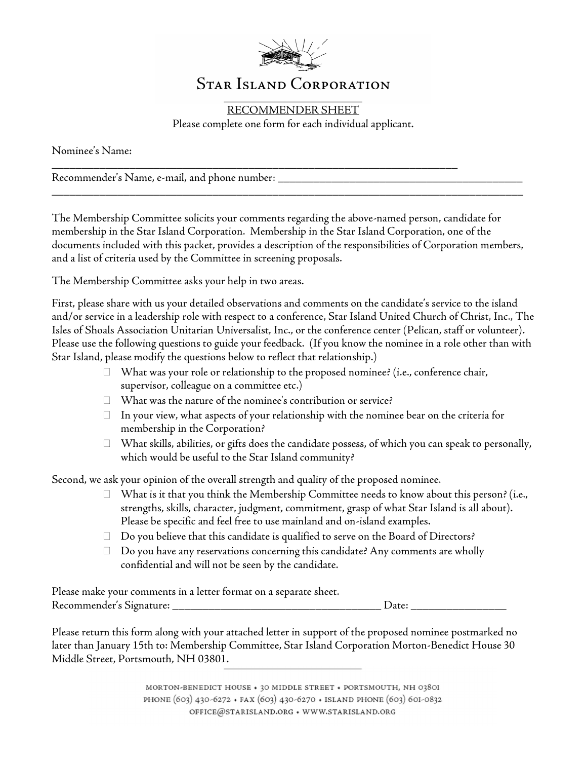# Star Island Corporation

## RECOMMENDER SHEET

Please complete one form for each individual applicant.

Nominee's Name:
\_\_\_\_\_\_\_\_\_\_\_\_\_\_\_\_\_\_\_\_\_\_\_\_\_\_\_\_\_\_\_\_\_\_\_\_\_\_\_\_\_\_\_\_\_\_\_\_\_\_\_\_\_\_\_\_\_\_\_\_\_\_\_\_\_\_\_\_\_\_

Recommender's Name, e-mail, and phone number: \_\_\_\_\_\_\_\_\_\_\_\_\_\_\_\_\_\_\_\_\_\_\_\_\_\_\_\_\_\_\_\_\_\_\_\_\_\_\_\_
\_\_\_\_\_\_\_\_\_\_\_\_\_\_\_\_\_\_\_\_\_\_\_\_\_\_\_\_\_\_\_\_\_\_\_\_\_\_\_\_\_\_\_\_\_\_\_\_\_\_\_\_\_\_\_\_\_\_\_\_\_\_\_\_\_\_\_\_\_\_\_\_\_\_\_\_\_\_\_\_\_

The Membership Committee solicits your comments regarding the above-named person, candidate for membership in the Star Island Corporation. Membership in the Star Island Corporation, one of the documents included with this packet, provides a description of the responsibilities of Corporation members, and a list of criteria used by the Committee in screening proposals.

The Membership Committee asks your help in two areas.

First, please share with us your detailed observations and comments on the candidate's service to the island and/or service in a leadership role with respect to a conference, Star Island United Church of Christ, Inc., The Isles of Shoals Association Unitarian Universalist, Inc., or the conference center (Pelican, staff or volunteer). Please use the following questions to guide your feedback. (If you know the nominee in a role other than with Star Island, please modify the questions below to reflect that relationship.)

- What was your role or relationship to the proposed nominee? (i.e., conference chair, supervisor, colleague on a committee etc.)
- What was the nature of the nominee's contribution or service?
- In your view, what aspects of your relationship with the nominee bear on the criteria for membership in the Corporation?
- What skills, abilities, or gifts does the candidate possess, of which you can speak to personally, which would be useful to the Star Island community?

Second, we ask your opinion of the overall strength and quality of the proposed nominee.

- What is it that you think the Membership Committee needs to know about this person? (i.e., strengths, skills, character, judgment, commitment, grasp of what Star Island is all about). Please be specific and feel free to use mainland and on-island examples.
- Do you believe that this candidate is qualified to serve on the Board of Directors?
- Do you have any reservations concerning this candidate? Any comments are wholly confidential and will not be seen by the candidate.

Please make your comments in a letter format on a separate sheet.
Recommender's Signature: \_\_\_\_\_\_\_\_\_\_\_\_\_\_\_\_\_\_\_\_\_\_\_\_\_\_\_\_\_\_\_\_\_\_\_\_ Date: \_\_\_\_\_\_\_\_\_\_\_\_\_\_\_\_

Please return this form along with your attached letter in support of the proposed nominee postmarked no later than January 15th to: Membership Committee, Star Island Corporation Morton-Benedict House 30 Middle Street, Portsmouth, NH 03801.

MORTON-BENEDICT HOUSE • 30 MIDDLE STREET • PORTSMOUTH, NH 03801
PHONE (603) 430-6272 • FAX (603) 430-6270 • ISLAND PHONE (603) 601-0832
OFFICE@STARISLAND.ORG • WWW.STARISLAND.ORG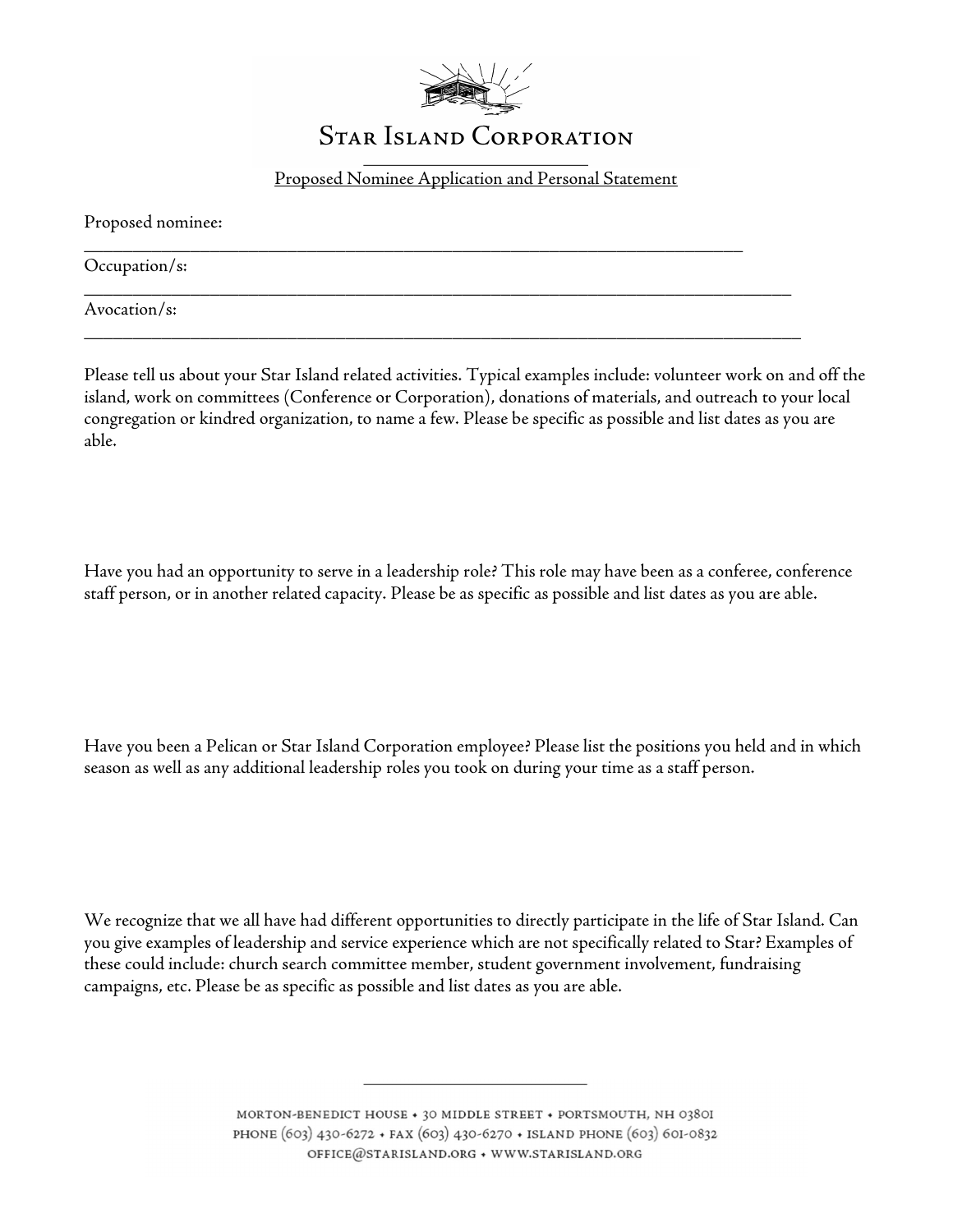# Star Island Corporation

Proposed Nominee Application and Personal Statement

Proposed nominee: \_\_\_\_\_\_\_\_\_\_\_\_\_\_\_\_\_\_\_\_\_\_\_\_\_\_\_\_\_\_\_\_\_\_\_\_\_\_\_\_\_\_\_\_\_\_\_\_\_\_\_\_\_\_\_\_\_\_\_\_

Occupation/s: \_\_\_\_\_\_\_\_\_\_\_\_\_\_\_\_\_\_\_\_\_\_\_\_\_\_\_\_\_\_\_\_\_\_\_\_\_\_\_\_\_\_\_\_\_\_\_\_\_\_\_\_\_\_\_\_\_\_\_\_\_\_\_\_

Avocation/s: \_\_\_\_\_\_\_\_\_\_\_\_\_\_\_\_\_\_\_\_\_\_\_\_\_\_\_\_\_\_\_\_\_\_\_\_\_\_\_\_\_\_\_\_\_\_\_\_\_\_\_\_\_\_\_\_\_\_\_\_\_\_\_\_

Please tell us about your Star Island related activities. Typical examples include: volunteer work on and off the island, work on committees (Conference or Corporation), donations of materials, and outreach to your local congregation or kindred organization, to name a few. Please be specific as possible and list dates as you are able.

Have you had an opportunity to serve in a leadership role? This role may have been as a conferee, conference staff person, or in another related capacity. Please be as specific as possible and list dates as you are able.

Have you been a Pelican or Star Island Corporation employee? Please list the positions you held and in which season as well as any additional leadership roles you took on during your time as a staff person.

We recognize that we all have had different opportunities to directly participate in the life of Star Island. Can you give examples of leadership and service experience which are not specifically related to Star? Examples of these could include: church search committee member, student government involvement, fundraising campaigns, etc. Please be as specific as possible and list dates as you are able.

MORTON-BENEDICT HOUSE • 30 MIDDLE STREET • PORTSMOUTH, NH 03801
PHONE (603) 430-6272 • FAX (603) 430-6270 • ISLAND PHONE (603) 601-0832
OFFICE@STARISLAND.ORG • WWW.STARISLAND.ORG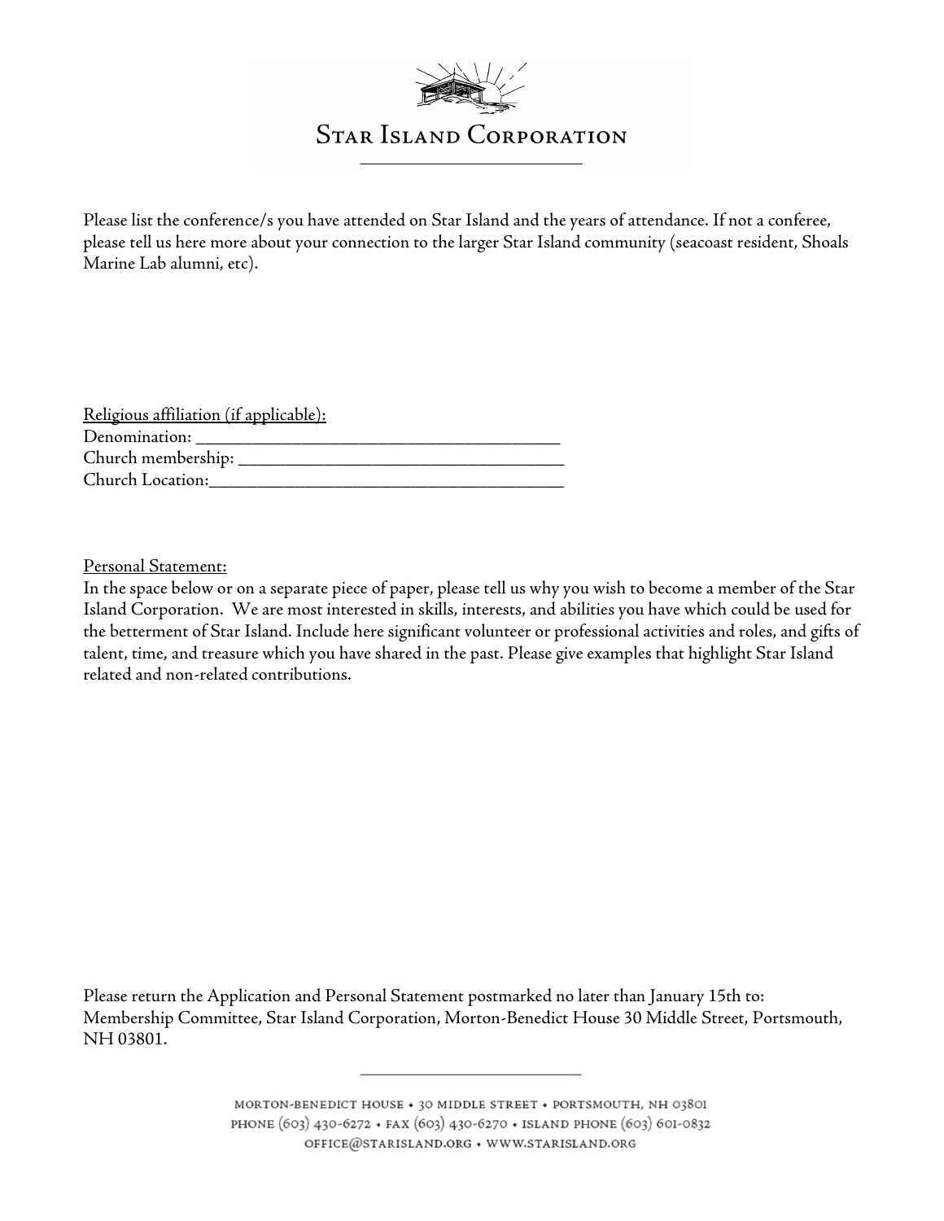# Star Island Corporation

Please list the conference/s you have attended on Star Island and the years of attendance. If not a conferee, please tell us here more about your connection to the larger Star Island community (seacoast resident, Shoals Marine Lab alumni, etc).

Religious affiliation (if applicable):

Denomination: ________________________________________

Church membership: ___________________________________

Church Location:_______________________________________

Personal Statement:

In the space below or on a separate piece of paper, please tell us why you wish to become a member of the Star Island Corporation. We are most interested in skills, interests, and abilities you have which could be used for the betterment of Star Island. Include here significant volunteer or professional activities and roles, and gifts of talent, time, and treasure which you have shared in the past. Please give examples that highlight Star Island related and non-related contributions.

Please return the Application and Personal Statement postmarked no later than January 15th to: Membership Committee, Star Island Corporation, Morton-Benedict House 30 Middle Street, Portsmouth, NH 03801.

MORTON-BENEDICT HOUSE • 30 MIDDLE STREET • PORTSMOUTH, NH 03801
PHONE (603) 430-6272 • FAX (603) 430-6270 • ISLAND PHONE (603) 601-0832
OFFICE@STARISLAND.ORG • WWW.STARISLAND.ORG